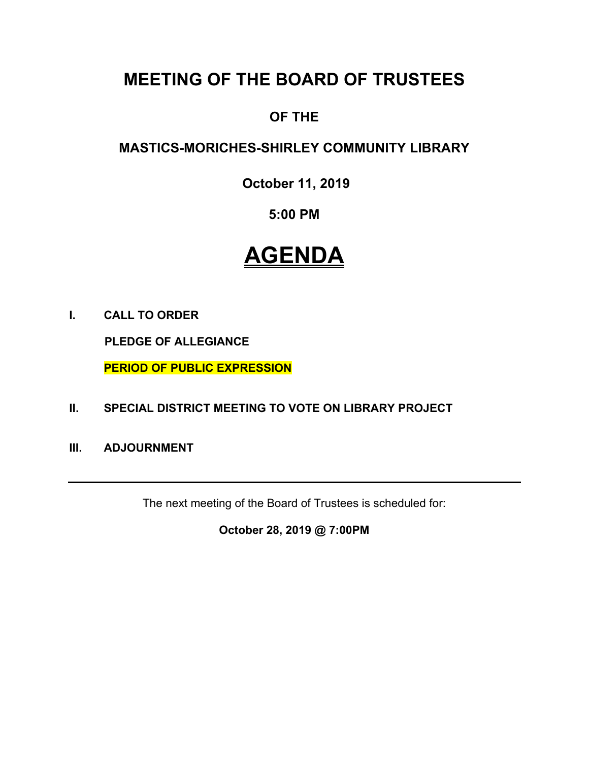# MEETING OF THE BOARD OF TRUSTEES

## OF THE

## MASTICS-MORICHES-SHIRLEY COMMUNITY LIBRARY

**October 11, 2019**

**5:00 PM**

# AGENDA

**I. CALL TO ORDER**

**PLEDGE OF ALLEGIANCE**

**PERIOD OF PUBLIC EXPRESSION**

**II. SPECIAL DISTRICT MEETING TO VOTE ON LIBRARY PROJECT**

**III. ADJOURNMENT**

---

The next meeting of the Board of Trustees is scheduled for:

**October 28, 2019 @ 7:00PM**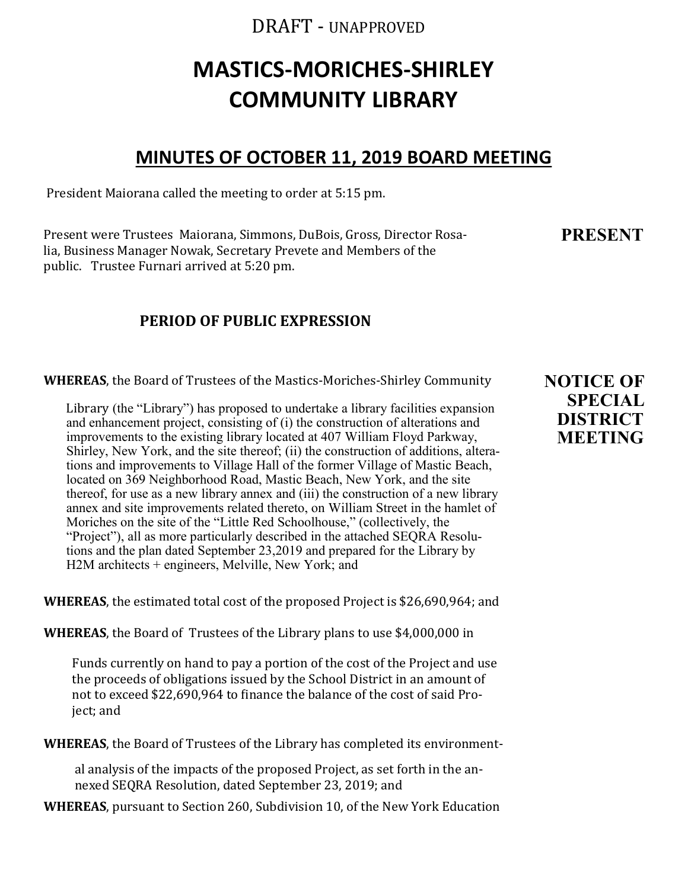DRAFT - UNAPPROVED

# MASTICS-MORICHES-SHIRLEY COMMUNITY LIBRARY

## MINUTES OF OCTOBER 11, 2019 BOARD MEETING

President Maiorana called the meeting to order at 5:15 pm.

**PRESENT**

Present were Trustees Maiorana, Simmons, DuBois, Gross, Director Rosalia, Business Manager Nowak, Secretary Prevete and Members of the public. Trustee Furnari arrived at 5:20 pm.

### PERIOD OF PUBLIC EXPRESSION

**NOTICE OF SPECIAL DISTRICT MEETING**

**WHEREAS**, the Board of Trustees of the Mastics-Moriches-Shirley Community Library (the "Library") has proposed to undertake a library facilities expansion and enhancement project, consisting of (i) the construction of alterations and improvements to the existing library located at 407 William Floyd Parkway, Shirley, New York, and the site thereof; (ii) the construction of additions, alterations and improvements to Village Hall of the former Village of Mastic Beach, located on 369 Neighborhood Road, Mastic Beach, New York, and the site thereof, for use as a new library annex and (iii) the construction of a new library annex and site improvements related thereto, on William Street in the hamlet of Moriches on the site of the "Little Red Schoolhouse," (collectively, the "Project"), all as more particularly described in the attached SEQRA Resolutions and the plan dated September 23,2019 and prepared for the Library by H2M architects + engineers, Melville, New York; and

**WHEREAS**, the estimated total cost of the proposed Project is $26,690,964; and

**WHEREAS**, the Board of Trustees of the Library plans to use $4,000,000 in Funds currently on hand to pay a portion of the cost of the Project and use the proceeds of obligations issued by the School District in an amount of not to exceed $22,690,964 to finance the balance of the cost of said Project; and

**WHEREAS**, the Board of Trustees of the Library has completed its environmental analysis of the impacts of the proposed Project, as set forth in the annexed SEQRA Resolution, dated September 23, 2019; and

**WHEREAS**, pursuant to Section 260, Subdivision 10, of the New York Education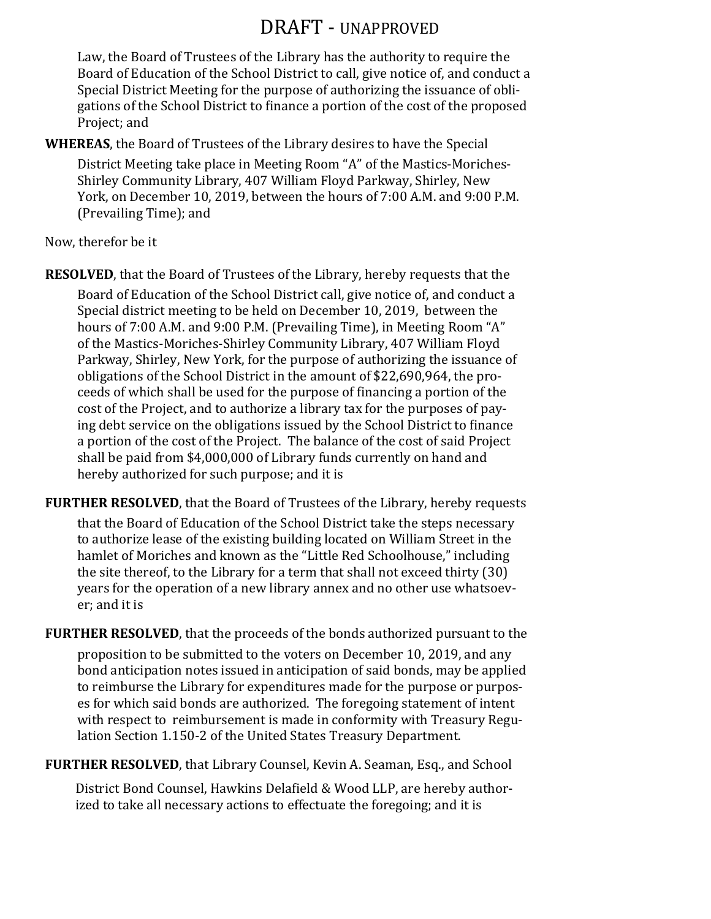# DRAFT - UNAPPROVED

Law, the Board of Trustees of the Library has the authority to require the Board of Education of the School District to call, give notice of, and conduct a Special District Meeting for the purpose of authorizing the issuance of obligations of the School District to finance a portion of the cost of the proposed Project; and

**WHEREAS**, the Board of Trustees of the Library desires to have the Special District Meeting take place in Meeting Room "A" of the Mastics-Moriches-Shirley Community Library, 407 William Floyd Parkway, Shirley, New York, on December 10, 2019, between the hours of 7:00 A.M. and 9:00 P.M. (Prevailing Time); and

Now, therefor be it

**RESOLVED**, that the Board of Trustees of the Library, hereby requests that the Board of Education of the School District call, give notice of, and conduct a Special district meeting to be held on December 10, 2019, between the hours of 7:00 A.M. and 9:00 P.M. (Prevailing Time), in Meeting Room "A" of the Mastics-Moriches-Shirley Community Library, 407 William Floyd Parkway, Shirley, New York, for the purpose of authorizing the issuance of obligations of the School District in the amount of $22,690,964, the proceeds of which shall be used for the purpose of financing a portion of the cost of the Project, and to authorize a library tax for the purposes of paying debt service on the obligations issued by the School District to finance a portion of the cost of the Project. The balance of the cost of said Project shall be paid from $4,000,000 of Library funds currently on hand and hereby authorized for such purpose; and it is

**FURTHER RESOLVED**, that the Board of Trustees of the Library, hereby requests that the Board of Education of the School District take the steps necessary to authorize lease of the existing building located on William Street in the hamlet of Moriches and known as the "Little Red Schoolhouse," including the site thereof, to the Library for a term that shall not exceed thirty (30) years for the operation of a new library annex and no other use whatsoever; and it is

**FURTHER RESOLVED**, that the proceeds of the bonds authorized pursuant to the proposition to be submitted to the voters on December 10, 2019, and any bond anticipation notes issued in anticipation of said bonds, may be applied to reimburse the Library for expenditures made for the purpose or purposes for which said bonds are authorized. The foregoing statement of intent with respect to reimbursement is made in conformity with Treasury Regulation Section 1.150-2 of the United States Treasury Department.

**FURTHER RESOLVED**, that Library Counsel, Kevin A. Seaman, Esq., and School District Bond Counsel, Hawkins Delafield & Wood LLP, are hereby authorized to take all necessary actions to effectuate the foregoing; and it is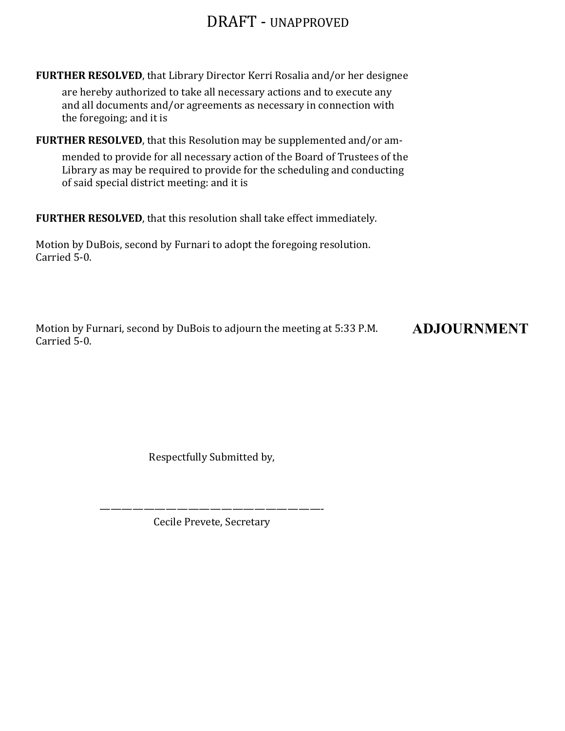DRAFT - UNAPPROVED

**FURTHER RESOLVED**, that Library Director Kerri Rosalia and/or her designee are hereby authorized to take all necessary actions and to execute any and all documents and/or agreements as necessary in connection with the foregoing; and it is

**FURTHER RESOLVED**, that this Resolution may be supplemented and/or ammended to provide for all necessary action of the Board of Trustees of the Library as may be required to provide for the scheduling and conducting of said special district meeting: and it is

**FURTHER RESOLVED**, that this resolution shall take effect immediately.

Motion by DuBois, second by Furnari to adopt the foregoing resolution.
Carried 5-0.

**ADJOURNMENT**

Motion by Furnari, second by DuBois to adjourn the meeting at 5:33 P.M.
Carried 5-0.

Respectfully Submitted by,

\_\_\_\_\_\_\_\_\_\_\_\_\_\_\_\_\_\_\_\_\_\_\_\_\_\_\_\_\_\_\_\_\_\_\_\_\_\_\_\_

Cecile Prevete, Secretary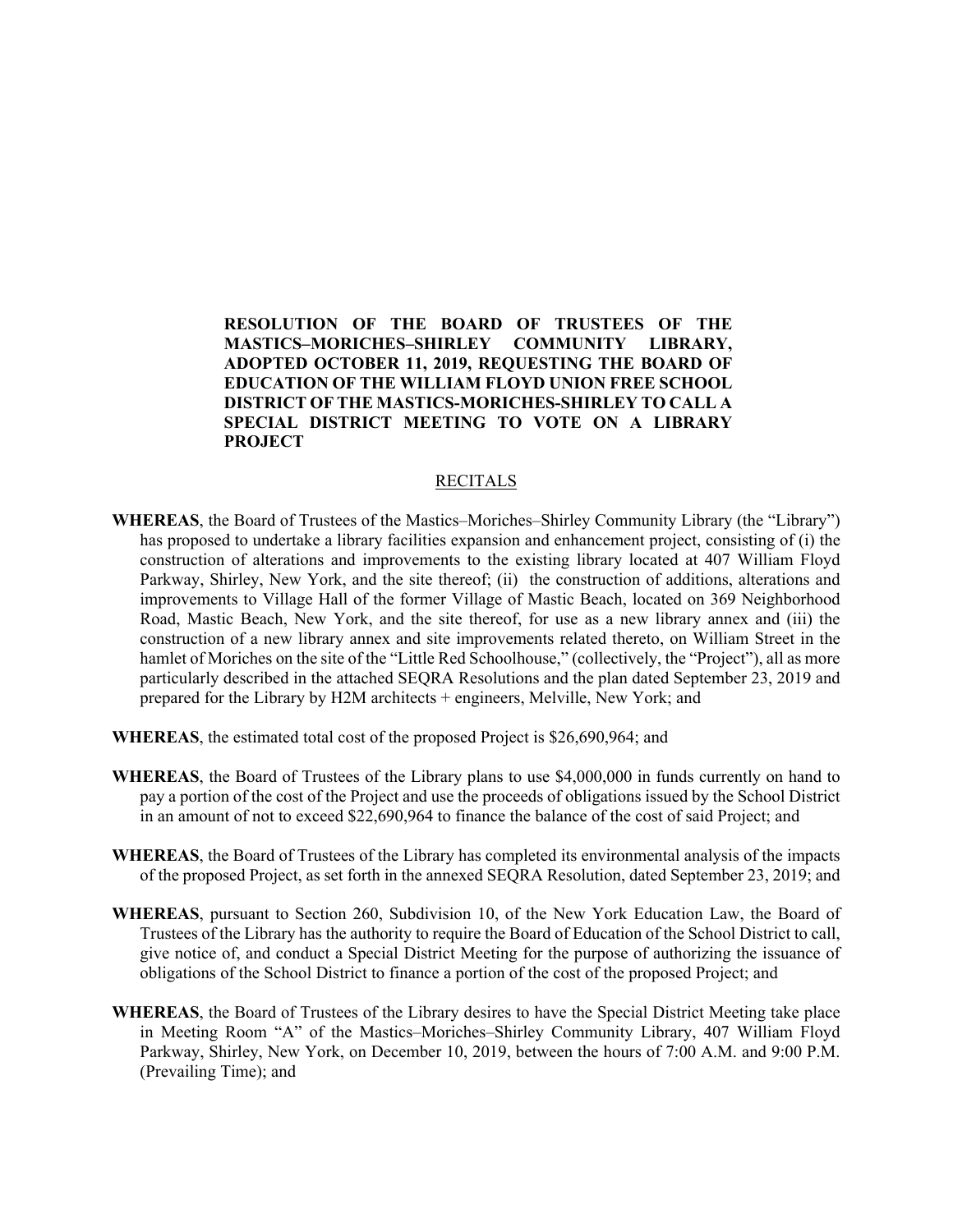**RESOLUTION OF THE BOARD OF TRUSTEES OF THE MASTICS–MORICHES–SHIRLEY COMMUNITY LIBRARY, ADOPTED OCTOBER 11, 2019, REQUESTING THE BOARD OF EDUCATION OF THE WILLIAM FLOYD UNION FREE SCHOOL DISTRICT OF THE MASTICS-MORICHES-SHIRLEY TO CALL A SPECIAL DISTRICT MEETING TO VOTE ON A LIBRARY PROJECT**

RECITALS

**WHEREAS**, the Board of Trustees of the Mastics–Moriches–Shirley Community Library (the "Library") has proposed to undertake a library facilities expansion and enhancement project, consisting of (i) the construction of alterations and improvements to the existing library located at 407 William Floyd Parkway, Shirley, New York, and the site thereof; (ii) the construction of additions, alterations and improvements to Village Hall of the former Village of Mastic Beach, located on 369 Neighborhood Road, Mastic Beach, New York, and the site thereof, for use as a new library annex and (iii) the construction of a new library annex and site improvements related thereto, on William Street in the hamlet of Moriches on the site of the "Little Red Schoolhouse," (collectively, the "Project"), all as more particularly described in the attached SEQRA Resolutions and the plan dated September 23, 2019 and prepared for the Library by H2M architects + engineers, Melville, New York; and

**WHEREAS**, the estimated total cost of the proposed Project is $26,690,964; and

**WHEREAS**, the Board of Trustees of the Library plans to use $4,000,000 in funds currently on hand to pay a portion of the cost of the Project and use the proceeds of obligations issued by the School District in an amount of not to exceed $22,690,964 to finance the balance of the cost of said Project; and

**WHEREAS**, the Board of Trustees of the Library has completed its environmental analysis of the impacts of the proposed Project, as set forth in the annexed SEQRA Resolution, dated September 23, 2019; and

**WHEREAS**, pursuant to Section 260, Subdivision 10, of the New York Education Law, the Board of Trustees of the Library has the authority to require the Board of Education of the School District to call, give notice of, and conduct a Special District Meeting for the purpose of authorizing the issuance of obligations of the School District to finance a portion of the cost of the proposed Project; and

**WHEREAS**, the Board of Trustees of the Library desires to have the Special District Meeting take place in Meeting Room "A" of the Mastics–Moriches–Shirley Community Library, 407 William Floyd Parkway, Shirley, New York, on December 10, 2019, between the hours of 7:00 A.M. and 9:00 P.M. (Prevailing Time); and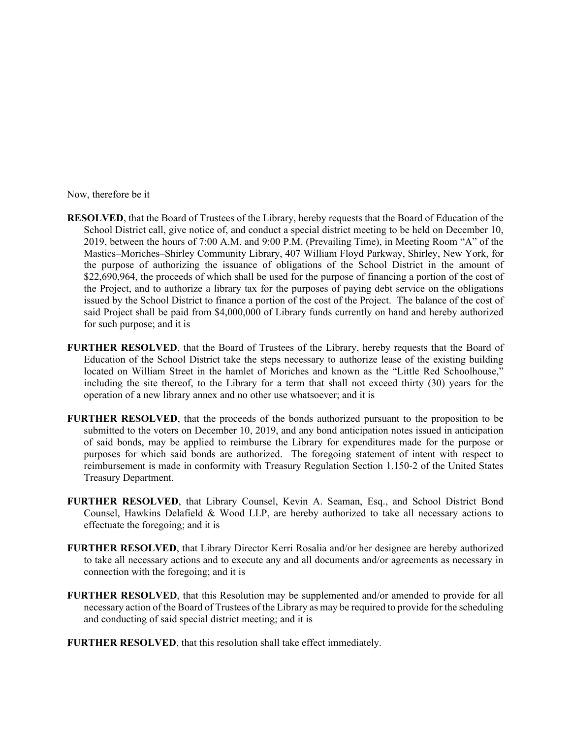Now, therefore be it

**RESOLVED**, that the Board of Trustees of the Library, hereby requests that the Board of Education of the School District call, give notice of, and conduct a special district meeting to be held on December 10, 2019, between the hours of 7:00 A.M. and 9:00 P.M. (Prevailing Time), in Meeting Room "A" of the Mastics–Moriches–Shirley Community Library, 407 William Floyd Parkway, Shirley, New York, for the purpose of authorizing the issuance of obligations of the School District in the amount of $22,690,964, the proceeds of which shall be used for the purpose of financing a portion of the cost of the Project, and to authorize a library tax for the purposes of paying debt service on the obligations issued by the School District to finance a portion of the cost of the Project. The balance of the cost of said Project shall be paid from $4,000,000 of Library funds currently on hand and hereby authorized for such purpose; and it is

**FURTHER RESOLVED**, that the Board of Trustees of the Library, hereby requests that the Board of Education of the School District take the steps necessary to authorize lease of the existing building located on William Street in the hamlet of Moriches and known as the "Little Red Schoolhouse," including the site thereof, to the Library for a term that shall not exceed thirty (30) years for the operation of a new library annex and no other use whatsoever; and it is

**FURTHER RESOLVED**, that the proceeds of the bonds authorized pursuant to the proposition to be submitted to the voters on December 10, 2019, and any bond anticipation notes issued in anticipation of said bonds, may be applied to reimburse the Library for expenditures made for the purpose or purposes for which said bonds are authorized. The foregoing statement of intent with respect to reimbursement is made in conformity with Treasury Regulation Section 1.150-2 of the United States Treasury Department.

**FURTHER RESOLVED**, that Library Counsel, Kevin A. Seaman, Esq., and School District Bond Counsel, Hawkins Delafield & Wood LLP, are hereby authorized to take all necessary actions to effectuate the foregoing; and it is

**FURTHER RESOLVED**, that Library Director Kerri Rosalia and/or her designee are hereby authorized to take all necessary actions and to execute any and all documents and/or agreements as necessary in connection with the foregoing; and it is

**FURTHER RESOLVED**, that this Resolution may be supplemented and/or amended to provide for all necessary action of the Board of Trustees of the Library as may be required to provide for the scheduling and conducting of said special district meeting; and it is

**FURTHER RESOLVED**, that this resolution shall take effect immediately.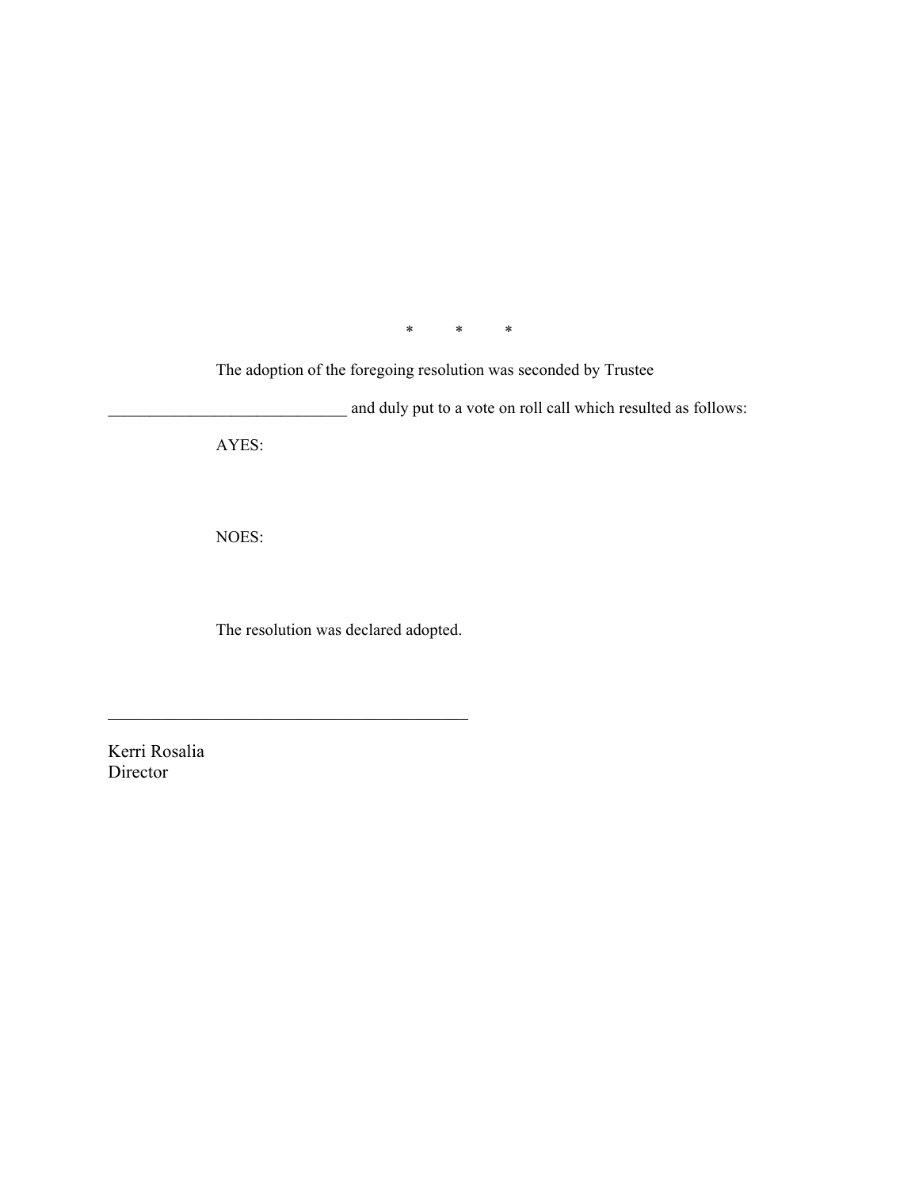\*          \*          \*

The adoption of the foregoing resolution was seconded by Trustee _____________________________ and duly put to a vote on roll call which resulted as follows:

AYES:

NOES:

The resolution was declared adopted.

____________________________________________

Kerri Rosalia  
Director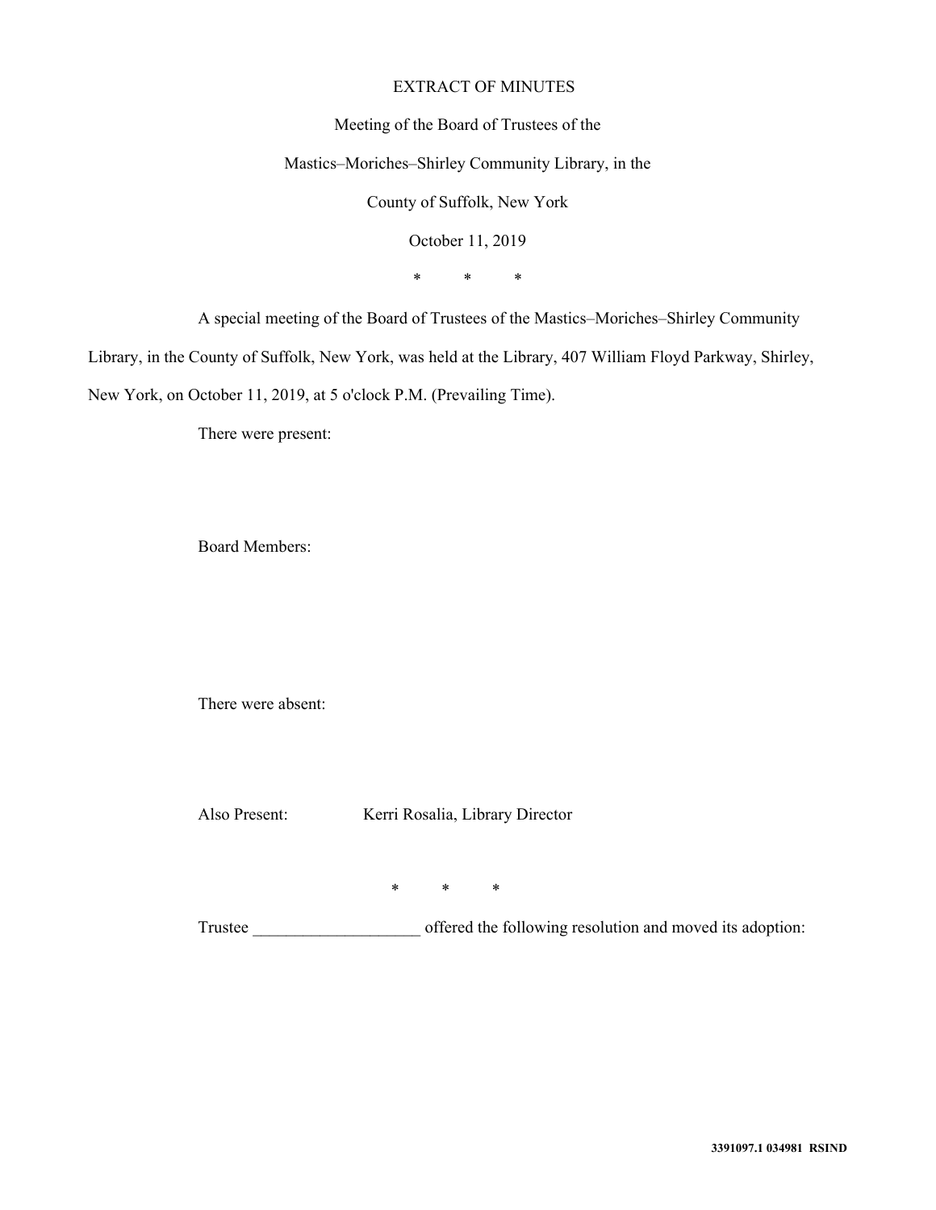EXTRACT OF MINUTES

Meeting of the Board of Trustees of the

Mastics–Moriches–Shirley Community Library, in the

County of Suffolk, New York

October 11, 2019

\*          \*          \*

A special meeting of the Board of Trustees of the Mastics–Moriches–Shirley Community Library, in the County of Suffolk, New York, was held at the Library, 407 William Floyd Parkway, Shirley, New York, on October 11, 2019, at 5 o'clock P.M. (Prevailing Time).

There were present:

Board Members:

There were absent:

Also Present: Kerri Rosalia, Library Director

\*          \*          \*

Trustee ____________________ offered the following resolution and moved its adoption:

3391097.1 034981 RSIND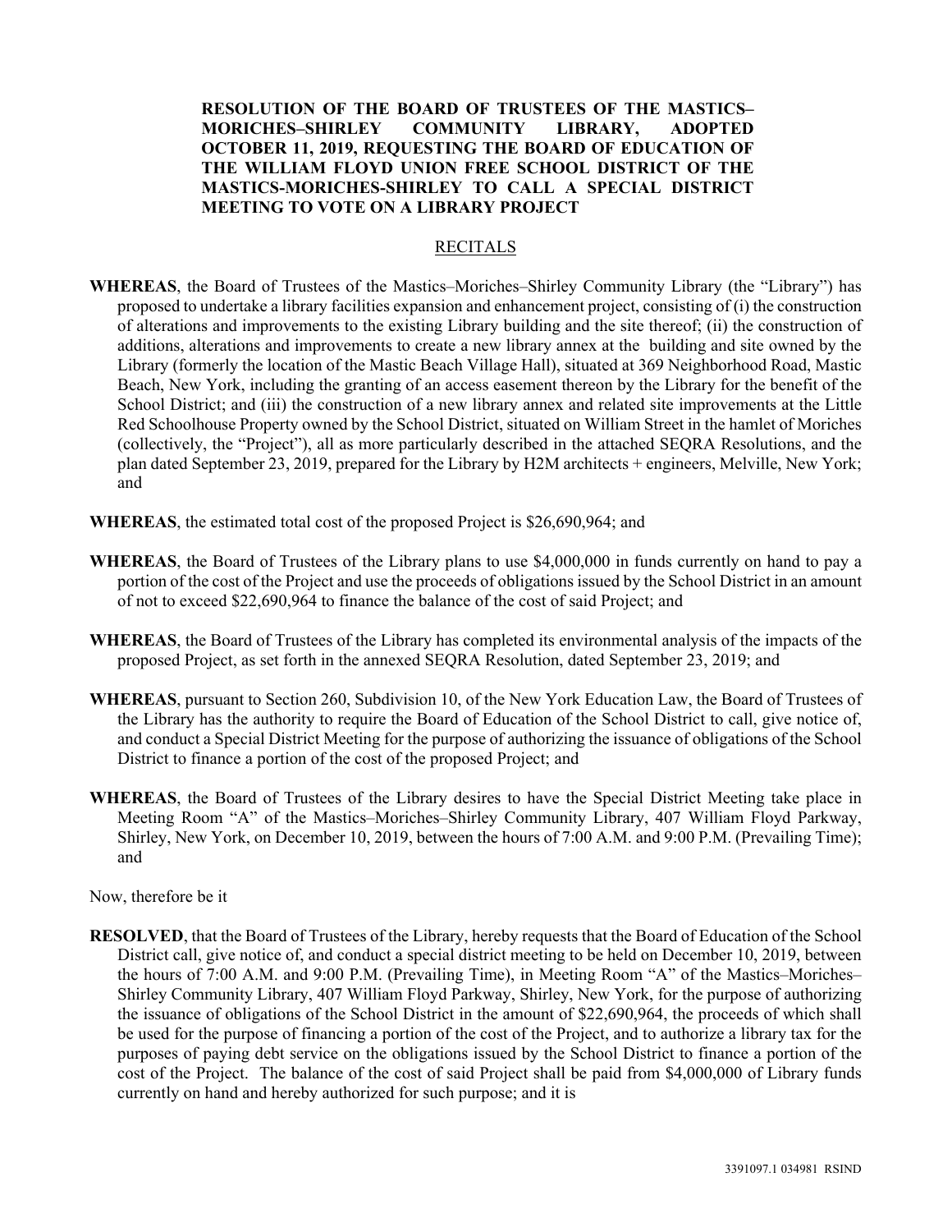**RESOLUTION OF THE BOARD OF TRUSTEES OF THE MASTICS–MORICHES–SHIRLEY COMMUNITY LIBRARY, ADOPTED OCTOBER 11, 2019, REQUESTING THE BOARD OF EDUCATION OF THE WILLIAM FLOYD UNION FREE SCHOOL DISTRICT OF THE MASTICS-MORICHES-SHIRLEY TO CALL A SPECIAL DISTRICT MEETING TO VOTE ON A LIBRARY PROJECT**

RECITALS

**WHEREAS**, the Board of Trustees of the Mastics–Moriches–Shirley Community Library (the "Library") has proposed to undertake a library facilities expansion and enhancement project, consisting of (i) the construction of alterations and improvements to the existing Library building and the site thereof; (ii) the construction of additions, alterations and improvements to create a new library annex at the building and site owned by the Library (formerly the location of the Mastic Beach Village Hall), situated at 369 Neighborhood Road, Mastic Beach, New York, including the granting of an access easement thereon by the Library for the benefit of the School District; and (iii) the construction of a new library annex and related site improvements at the Little Red Schoolhouse Property owned by the School District, situated on William Street in the hamlet of Moriches (collectively, the "Project"), all as more particularly described in the attached SEQRA Resolutions, and the plan dated September 23, 2019, prepared for the Library by H2M architects + engineers, Melville, New York; and

**WHEREAS**, the estimated total cost of the proposed Project is $26,690,964; and

**WHEREAS**, the Board of Trustees of the Library plans to use $4,000,000 in funds currently on hand to pay a portion of the cost of the Project and use the proceeds of obligations issued by the School District in an amount of not to exceed $22,690,964 to finance the balance of the cost of said Project; and

**WHEREAS**, the Board of Trustees of the Library has completed its environmental analysis of the impacts of the proposed Project, as set forth in the annexed SEQRA Resolution, dated September 23, 2019; and

**WHEREAS**, pursuant to Section 260, Subdivision 10, of the New York Education Law, the Board of Trustees of the Library has the authority to require the Board of Education of the School District to call, give notice of, and conduct a Special District Meeting for the purpose of authorizing the issuance of obligations of the School District to finance a portion of the cost of the proposed Project; and

**WHEREAS**, the Board of Trustees of the Library desires to have the Special District Meeting take place in Meeting Room "A" of the Mastics–Moriches–Shirley Community Library, 407 William Floyd Parkway, Shirley, New York, on December 10, 2019, between the hours of 7:00 A.M. and 9:00 P.M. (Prevailing Time); and

Now, therefore be it

**RESOLVED**, that the Board of Trustees of the Library, hereby requests that the Board of Education of the School District call, give notice of, and conduct a special district meeting to be held on December 10, 2019, between the hours of 7:00 A.M. and 9:00 P.M. (Prevailing Time), in Meeting Room "A" of the Mastics–Moriches–Shirley Community Library, 407 William Floyd Parkway, Shirley, New York, for the purpose of authorizing the issuance of obligations of the School District in the amount of $22,690,964, the proceeds of which shall be used for the purpose of financing a portion of the cost of the Project, and to authorize a library tax for the purposes of paying debt service on the obligations issued by the School District to finance a portion of the cost of the Project. The balance of the cost of said Project shall be paid from $4,000,000 of Library funds currently on hand and hereby authorized for such purpose; and it is

3391097.1 034981 RSIND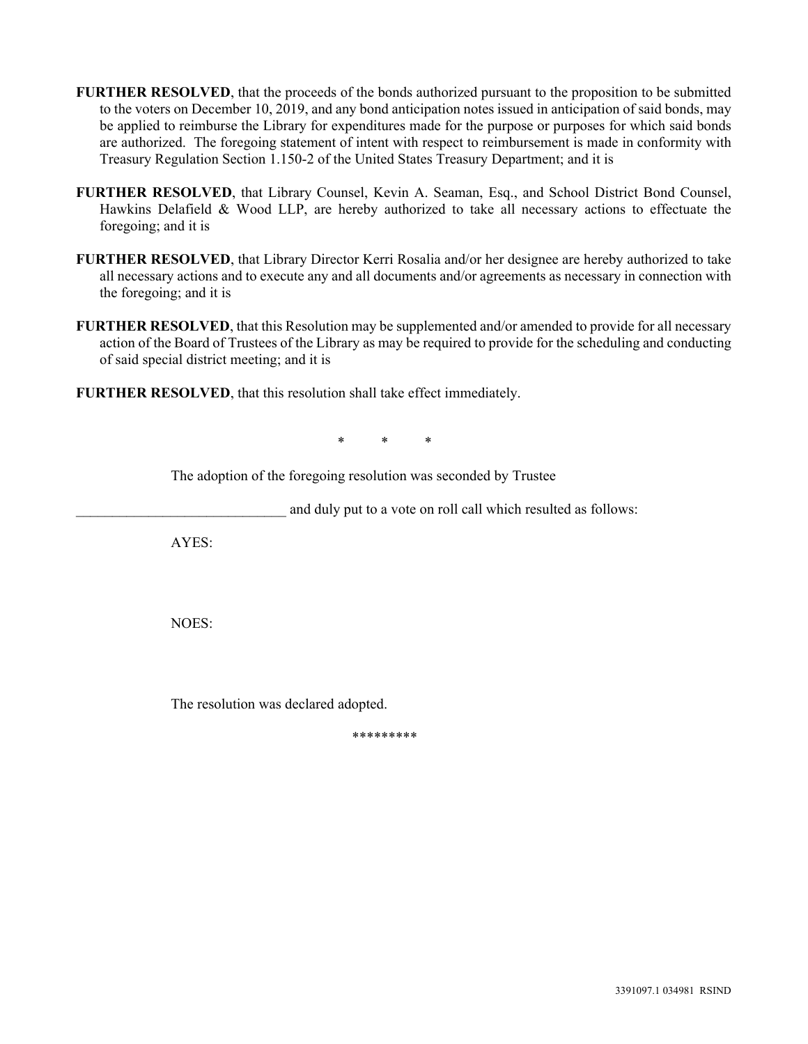**FURTHER RESOLVED**, that the proceeds of the bonds authorized pursuant to the proposition to be submitted to the voters on December 10, 2019, and any bond anticipation notes issued in anticipation of said bonds, may be applied to reimburse the Library for expenditures made for the purpose or purposes for which said bonds are authorized. The foregoing statement of intent with respect to reimbursement is made in conformity with Treasury Regulation Section 1.150-2 of the United States Treasury Department; and it is

**FURTHER RESOLVED**, that Library Counsel, Kevin A. Seaman, Esq., and School District Bond Counsel, Hawkins Delafield & Wood LLP, are hereby authorized to take all necessary actions to effectuate the foregoing; and it is

**FURTHER RESOLVED**, that Library Director Kerri Rosalia and/or her designee are hereby authorized to take all necessary actions and to execute any and all documents and/or agreements as necessary in connection with the foregoing; and it is

**FURTHER RESOLVED**, that this Resolution may be supplemented and/or amended to provide for all necessary action of the Board of Trustees of the Library as may be required to provide for the scheduling and conducting of said special district meeting; and it is

**FURTHER RESOLVED**, that this resolution shall take effect immediately.

\* \* \*

The adoption of the foregoing resolution was seconded by Trustee

_____________________________ and duly put to a vote on roll call which resulted as follows:

AYES:

NOES:

The resolution was declared adopted.

\*\*\*\*\*\*\*\*\*

3391097.1 034981 RSIND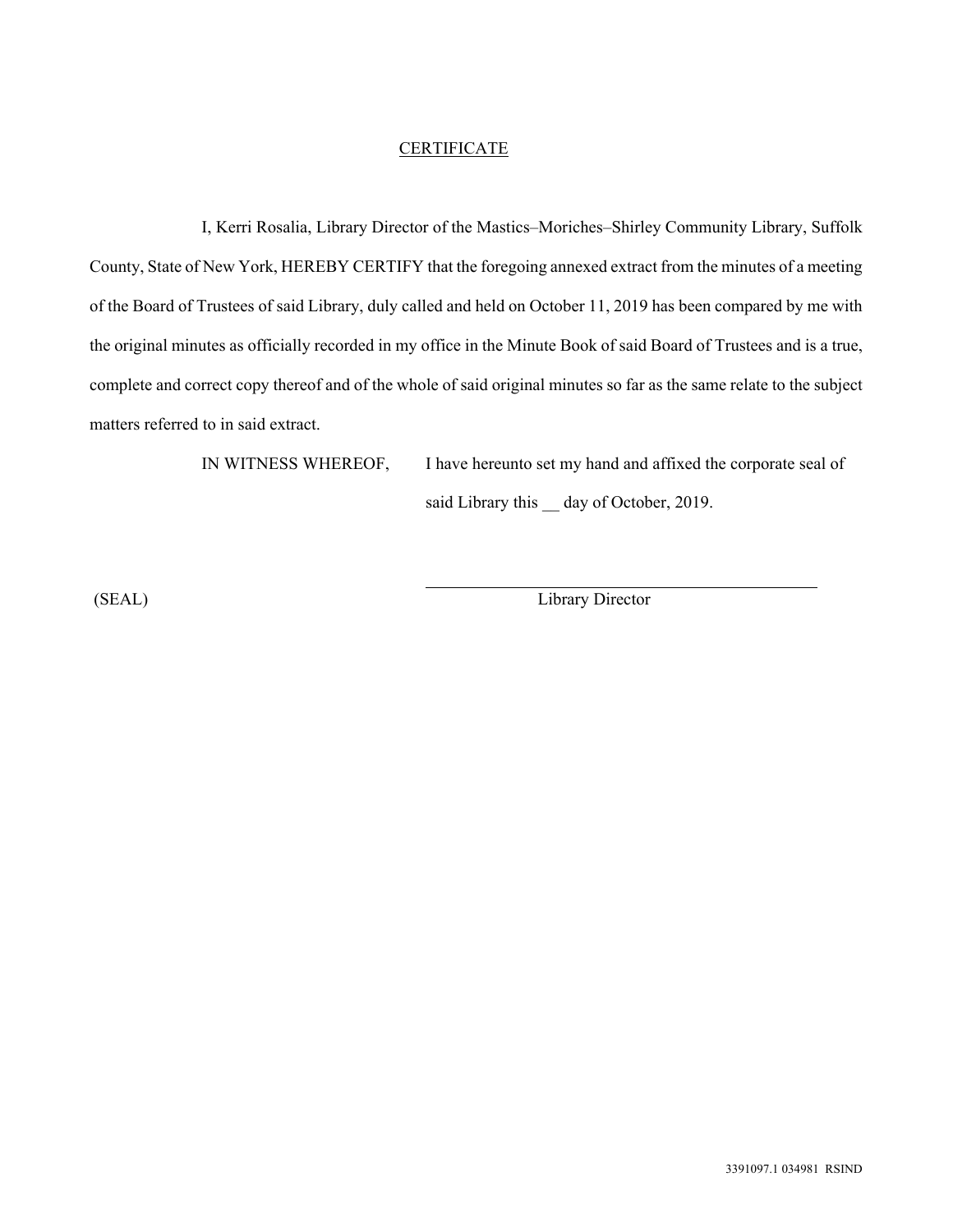# CERTIFICATE

I, Kerri Rosalia, Library Director of the Mastics–Moriches–Shirley Community Library, Suffolk County, State of New York, HEREBY CERTIFY that the foregoing annexed extract from the minutes of a meeting of the Board of Trustees of said Library, duly called and held on October 11, 2019 has been compared by me with the original minutes as officially recorded in my office in the Minute Book of said Board of Trustees and is a true, complete and correct copy thereof and of the whole of said original minutes so far as the same relate to the subject matters referred to in said extract.

IN WITNESS WHEREOF, I have hereunto set my hand and affixed the corporate seal of said Library this __ day of October, 2019.

(SEAL)

_______________________________________
Library Director

3391097.1 034981 RSIND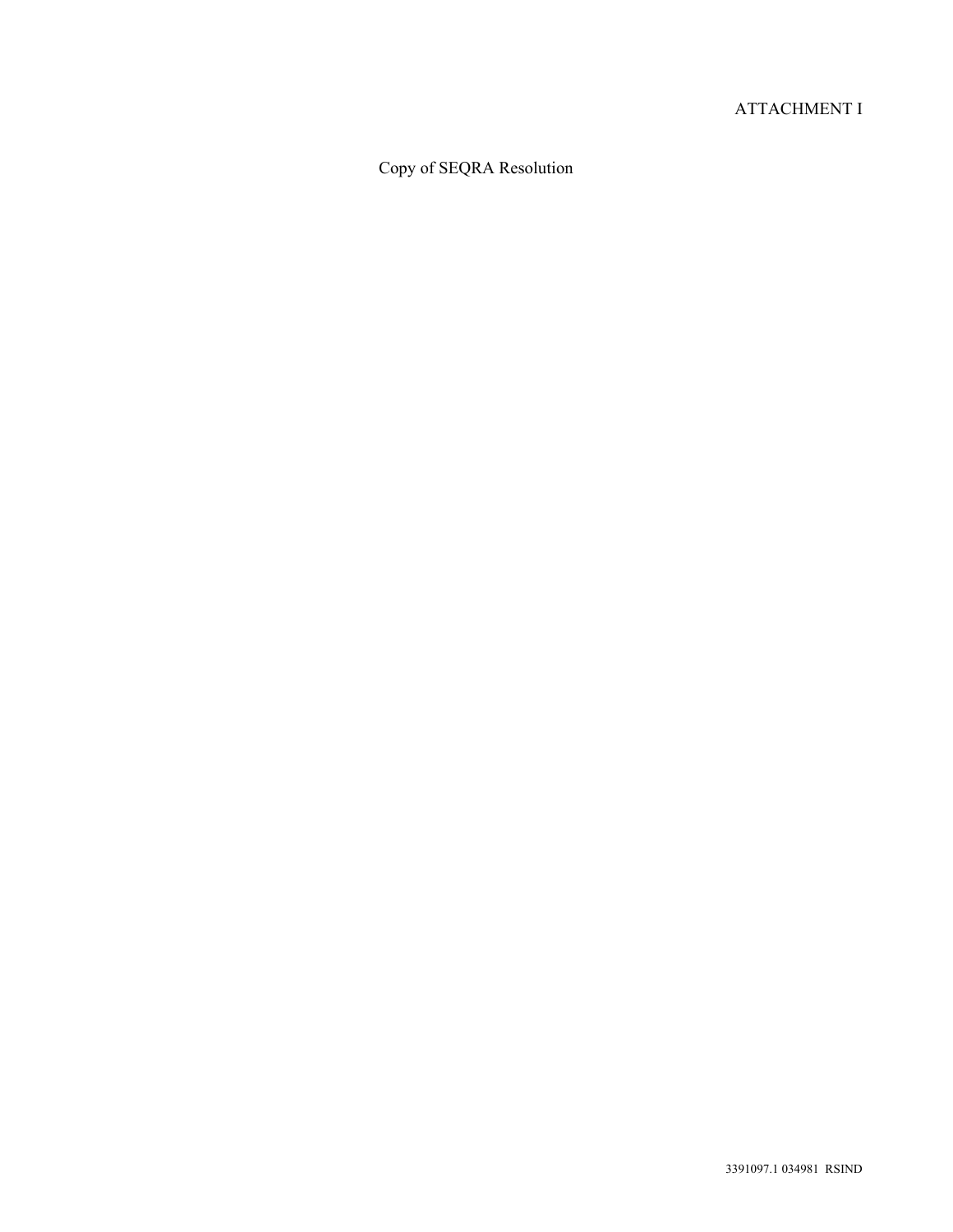ATTACHMENT I

Copy of SEQRA Resolution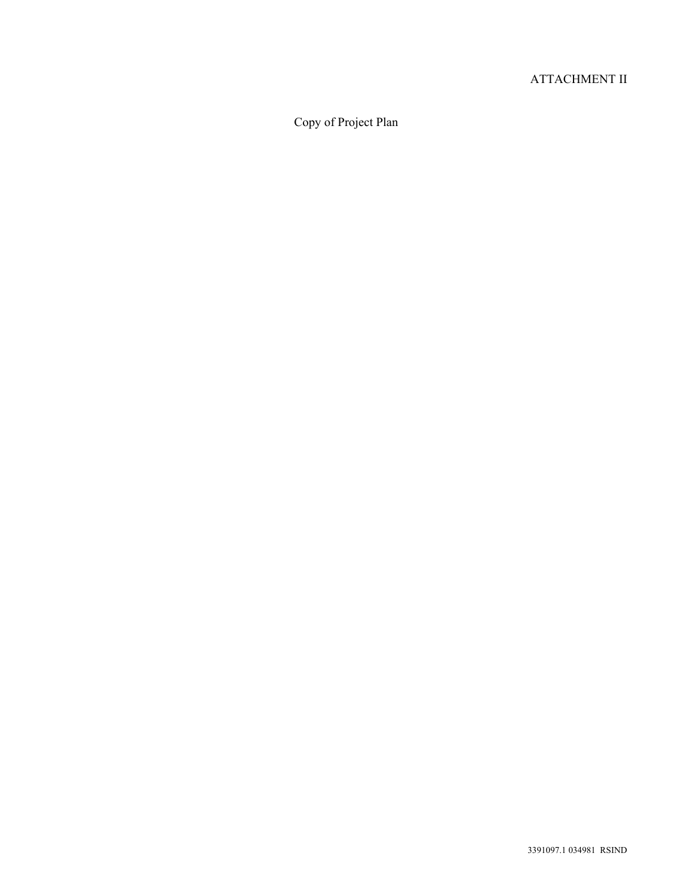ATTACHMENT II

Copy of Project Plan

3391097.1 034981 RSIND